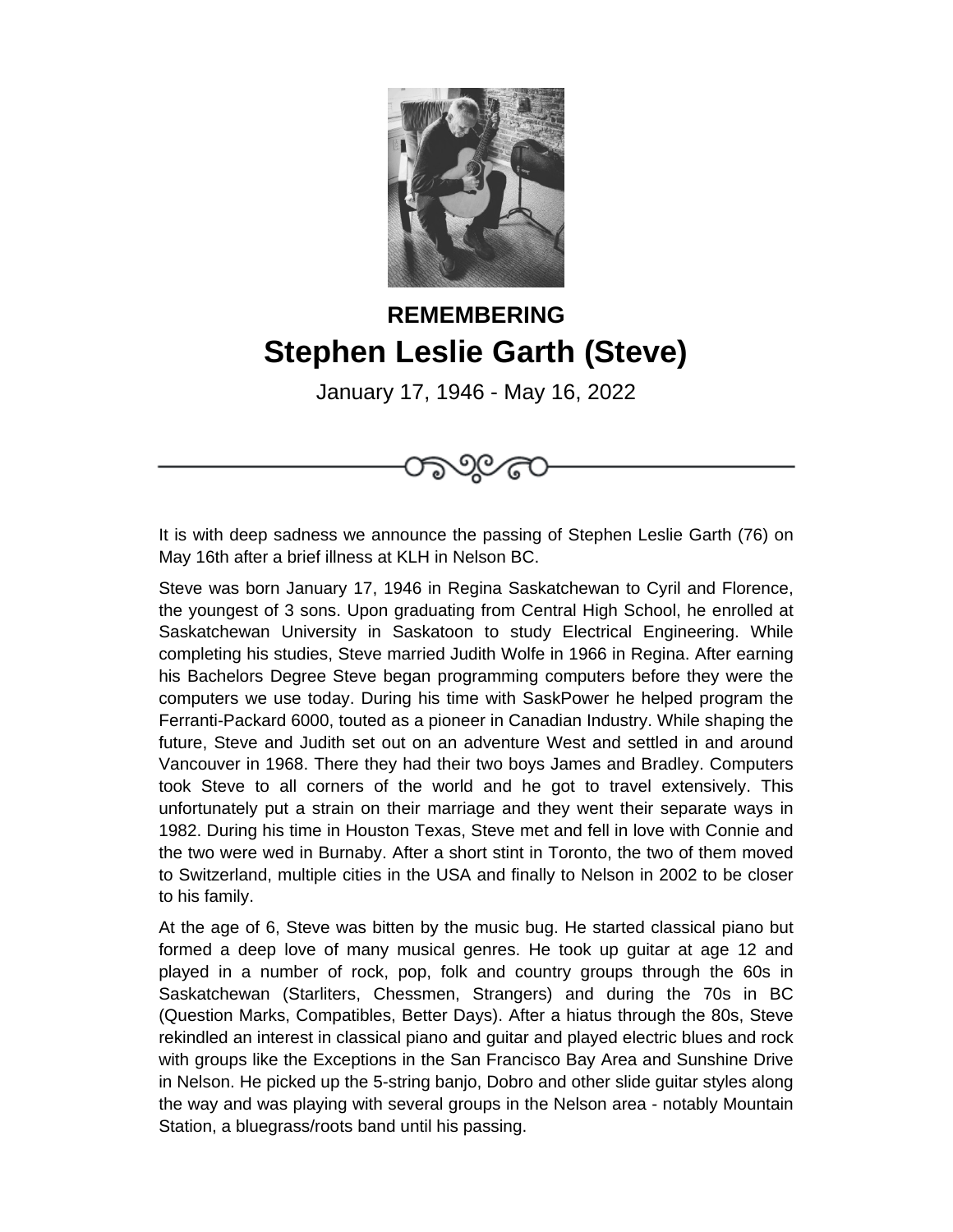**REMEMBERING**

# Stephen Leslie Garth (Steve)

January 17, 1946 - May 16, 2022

It is with deep sadness we announce the passing of Stephen Leslie Garth (76) on May 16th after a brief illness at KLH in Nelson BC.

Steve was born January 17, 1946 in Regina Saskatchewan to Cyril and Florence, the youngest of 3 sons. Upon graduating from Central High School, he enrolled at Saskatchewan University in Saskatoon to study Electrical Engineering. While completing his studies, Steve married Judith Wolfe in 1966 in Regina. After earning his Bachelors Degree Steve began programming computers before they were the computers we use today. During his time with SaskPower he helped program the Ferranti-Packard 6000, touted as a pioneer in Canadian Industry. While shaping the future, Steve and Judith set out on an adventure West and settled in and around Vancouver in 1968. There they had their two boys James and Bradley. Computers took Steve to all corners of the world and he got to travel extensively. This unfortunately put a strain on their marriage and they went their separate ways in 1982. During his time in Houston Texas, Steve met and fell in love with Connie and the two were wed in Burnaby. After a short stint in Toronto, the two of them moved to Switzerland, multiple cities in the USA and finally to Nelson in 2002 to be closer to his family.

At the age of 6, Steve was bitten by the music bug. He started classical piano but formed a deep love of many musical genres. He took up guitar at age 12 and played in a number of rock, pop, folk and country groups through the 60s in Saskatchewan (Starliters, Chessmen, Strangers) and during the 70s in BC (Question Marks, Compatibles, Better Days). After a hiatus through the 80s, Steve rekindled an interest in classical piano and guitar and played electric blues and rock with groups like the Exceptions in the San Francisco Bay Area and Sunshine Drive in Nelson. He picked up the 5-string banjo, Dobro and other slide guitar styles along the way and was playing with several groups in the Nelson area - notably Mountain Station, a bluegrass/roots band until his passing.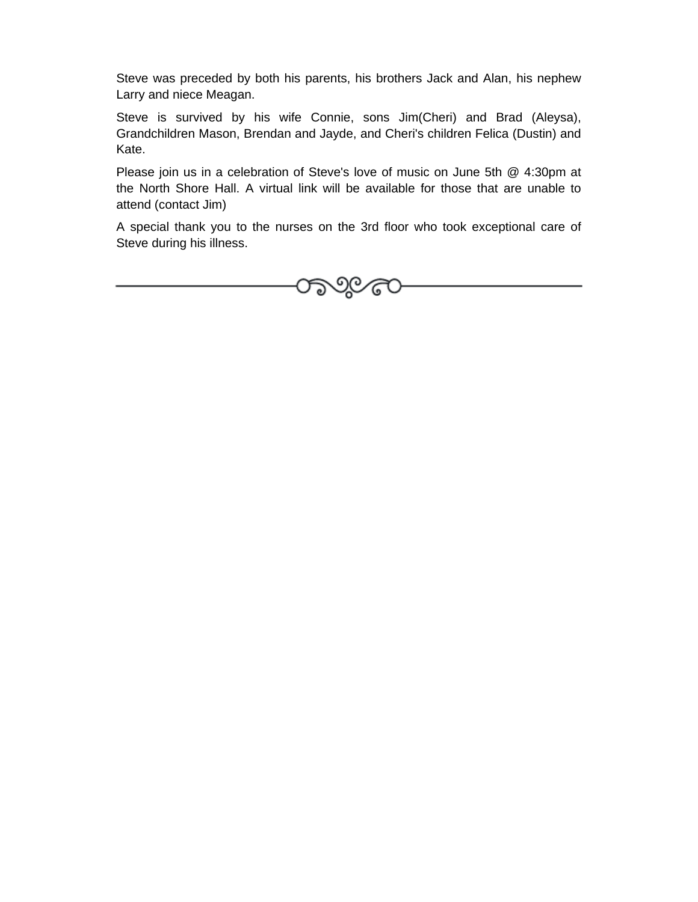Steve was preceded by both his parents, his brothers Jack and Alan, his nephew Larry and niece Meagan.

Steve is survived by his wife Connie, sons Jim(Cheri) and Brad (Aleysa), Grandchildren Mason, Brendan and Jayde, and Cheri's children Felica (Dustin) and Kate.

Please join us in a celebration of Steve's love of music on June 5th @ 4:30pm at the North Shore Hall. A virtual link will be available for those that are unable to attend (contact Jim)

A special thank you to the nurses on the 3rd floor who took exceptional care of Steve during his illness.